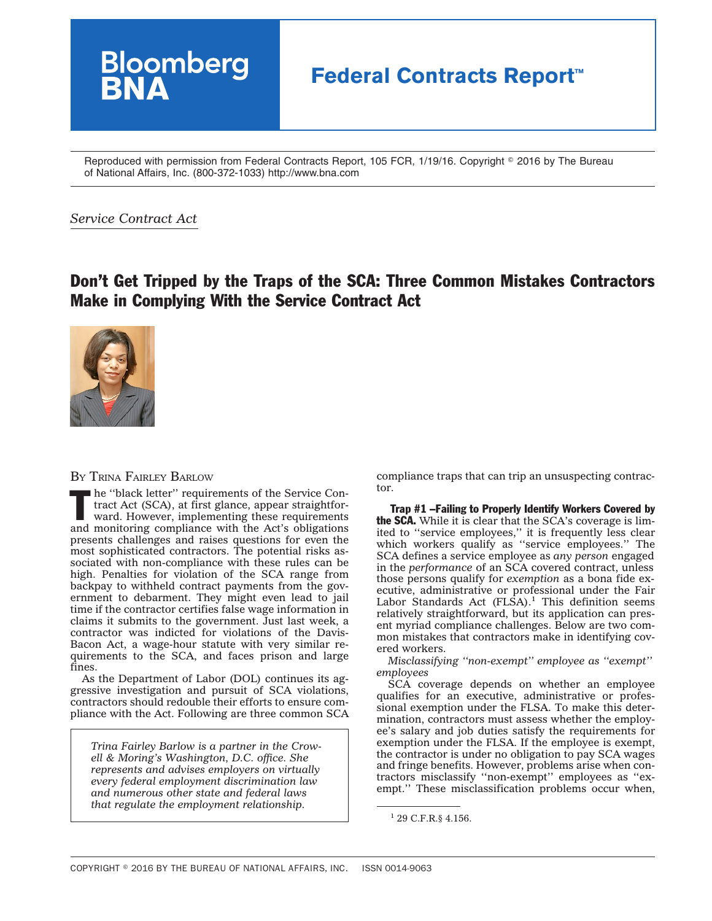Reproduced with permission from Federal Contracts Report, 105 FCR, 1/19/16. Copyright © 2016 by The Bureau of National Affairs, Inc. (800-372-1033) http://www.bna.com

*Service Contract Act*

# Don't Get Tripped by the Traps of the SCA: Three Common Mistakes Contractors Make in Complying With the Service Contract Act

BY TRINA FAIRLEY BARLOW

The "black letter" requirements of the Service Contract Act (SCA), at first glance, appear straightforward. However, implementing these requirements and monitoring compliance with the Act's obligations presents challenges and raises questions for even the most sophisticated contractors. The potential risks associated with non-compliance with these rules can be high. Penalties for violation of the SCA range from backpay to withheld contract payments from the government to debarment. They might even lead to jail time if the contractor certifies false wage information in claims it submits to the government. Just last week, a contractor was indicted for violations of the Davis-Bacon Act, a wage-hour statute with very similar requirements to the SCA, and faces prison and large fines.

As the Department of Labor (DOL) continues its aggressive investigation and pursuit of SCA violations, contractors should redouble their efforts to ensure compliance with the Act. Following are three common SCA compliance traps that can trip an unsuspecting contractor.

*Trina Fairley Barlow is a partner in the Crowell & Moring's Washington, D.C. office. She represents and advises employers on virtually every federal employment discrimination law and numerous other state and federal laws that regulate the employment relationship.*

**Trap #1 –Failing to Properly Identify Workers Covered by the SCA.** While it is clear that the SCA's coverage is limited to "service employees," it is frequently less clear which workers qualify as "service employees." The SCA defines a service employee as *any person* engaged in the *performance* of an SCA covered contract, unless those persons qualify for *exemption* as a bona fide executive, administrative or professional under the Fair Labor Standards Act (FLSA).[1] This definition seems relatively straightforward, but its application can present myriad compliance challenges. Below are two common mistakes that contractors make in identifying covered workers.

*Misclassifying "non-exempt" employee as "exempt" employees*

SCA coverage depends on whether an employee qualifies for an executive, administrative or professional exemption under the FLSA. To make this determination, contractors must assess whether the employee's salary and job duties satisfy the requirements for exemption under the FLSA. If the employee is exempt, the contractor is under no obligation to pay SCA wages and fringe benefits. However, problems arise when contractors misclassify "non-exempt" employees as "exempt." These misclassification problems occur when,

[1] 29 C.F.R.§ 4.156.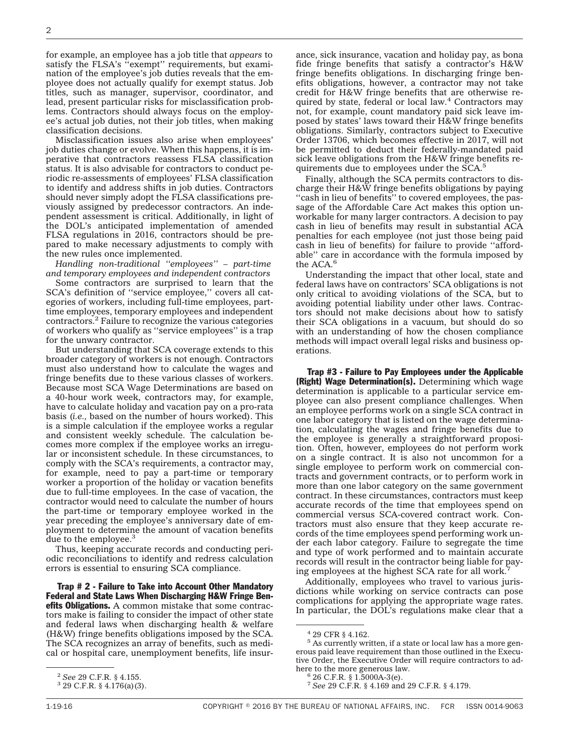for example, an employee has a job title that *appears* to satisfy the FLSA's ''exempt'' requirements, but examination of the employee's job duties reveals that the employee does not actually qualify for exempt status. Job titles, such as manager, supervisor, coordinator, and lead, present particular risks for misclassification problems. Contractors should always focus on the employee's actual job duties, not their job titles, when making classification decisions.

Misclassification issues also arise when employees' job duties change or evolve. When this happens, it is imperative that contractors reassess FLSA classification status. It is also advisable for contractors to conduct periodic re-assessments of employees' FLSA classification to identify and address shifts in job duties. Contractors should never simply adopt the FLSA classifications previously assigned by predecessor contractors. An independent assessment is critical. Additionally, in light of the DOL's anticipated implementation of amended FLSA regulations in 2016, contractors should be prepared to make necessary adjustments to comply with the new rules once implemented.

*Handling non-traditional ''employees'' – part-time and temporary employees and independent contractors*

Some contractors are surprised to learn that the SCA's definition of ''service employee,'' covers all categories of workers, including full-time employees, part-time employees, temporary employees and independent contractors.[2] Failure to recognize the various categories of workers who qualify as ''service employees'' is a trap for the unwary contractor.

But understanding that SCA coverage extends to this broader category of workers is not enough. Contractors must also understand how to calculate the wages and fringe benefits due to these various classes of workers. Because most SCA Wage Determinations are based on a 40-hour work week, contractors may, for example, have to calculate holiday and vacation pay on a pro-rata basis (*i.e.,* based on the number of hours worked). This is a simple calculation if the employee works a regular and consistent weekly schedule. The calculation becomes more complex if the employee works an irregular or inconsistent schedule. In these circumstances, to comply with the SCA's requirements, a contractor may, for example, need to pay a part-time or temporary worker a proportion of the holiday or vacation benefits due to full-time employees. In the case of vacation, the contractor would need to calculate the number of hours the part-time or temporary employee worked in the year preceding the employee's anniversary date of employment to determine the amount of vacation benefits due to the employee.[3]

Thus, keeping accurate records and conducting periodic reconciliations to identify and redress calculation errors is essential to ensuring SCA compliance.

**Trap # 2 - Failure to Take into Account Other Mandatory Federal and State Laws When Discharging H&W Fringe Benefits Obligations.** A common mistake that some contractors make is failing to consider the impact of other state and federal laws when discharging health & welfare (H&W) fringe benefits obligations imposed by the SCA. The SCA recognizes an array of benefits, such as medical or hospital care, unemployment benefits, life insurance, sick insurance, vacation and holiday pay, as bona fide fringe benefits that satisfy a contractor's H&W fringe benefits obligations. In discharging fringe benefits obligations, however, a contractor may not take credit for H&W fringe benefits that are otherwise required by state, federal or local law.[4] Contractors may not, for example, count mandatory paid sick leave imposed by states' laws toward their H&W fringe benefits obligations. Similarly, contractors subject to Executive Order 13706, which becomes effective in 2017, will not be permitted to deduct their federally-mandated paid sick leave obligations from the H&W fringe benefits requirements due to employees under the SCA.[5]

Finally, although the SCA permits contractors to discharge their H&W fringe benefits obligations by paying ''cash in lieu of benefits'' to covered employees, the passage of the Affordable Care Act makes this option unworkable for many larger contractors. A decision to pay cash in lieu of benefits may result in substantial ACA penalties for each employee (not just those being paid cash in lieu of benefits) for failure to provide ''affordable'' care in accordance with the formula imposed by the ACA.[6]

Understanding the impact that other local, state and federal laws have on contractors' SCA obligations is not only critical to avoiding violations of the SCA, but to avoiding potential liability under other laws. Contractors should not make decisions about how to satisfy their SCA obligations in a vacuum, but should do so with an understanding of how the chosen compliance methods will impact overall legal risks and business operations.

**Trap #3 - Failure to Pay Employees under the Applicable (Right) Wage Determination(s).** Determining which wage determination is applicable to a particular service employee can also present compliance challenges. When an employee performs work on a single SCA contract in one labor category that is listed on the wage determination, calculating the wages and fringe benefits due to the employee is generally a straightforward proposition. Often, however, employees do not perform work on a single contract. It is also not uncommon for a single employee to perform work on commercial contracts and government contracts, or to perform work in more than one labor category on the same government contract. In these circumstances, contractors must keep accurate records of the time that employees spend on commercial versus SCA-covered contract work. Contractors must also ensure that they keep accurate records of the time employees spend performing work under each labor category. Failure to segregate the time and type of work performed and to maintain accurate records will result in the contractor being liable for paying employees at the highest SCA rate for all work.[7]

Additionally, employees who travel to various jurisdictions while working on service contracts can pose complications for applying the appropriate wage rates. In particular, the DOL's regulations make clear that a

---

[2] *See* 29 C.F.R. § 4.155.

[3] 29 C.F.R. § 4.176(a)(3).

[4] 29 CFR § 4.162.

[5] As currently written, if a state or local law has a more generous paid leave requirement than those outlined in the Executive Order, the Executive Order will require contractors to adhere to the more generous law.

[6] 26 C.F.R. § 1.5000A-3(e).

[7] *See* 29 C.F.R. § 4.169 and 29 C.F.R. § 4.179.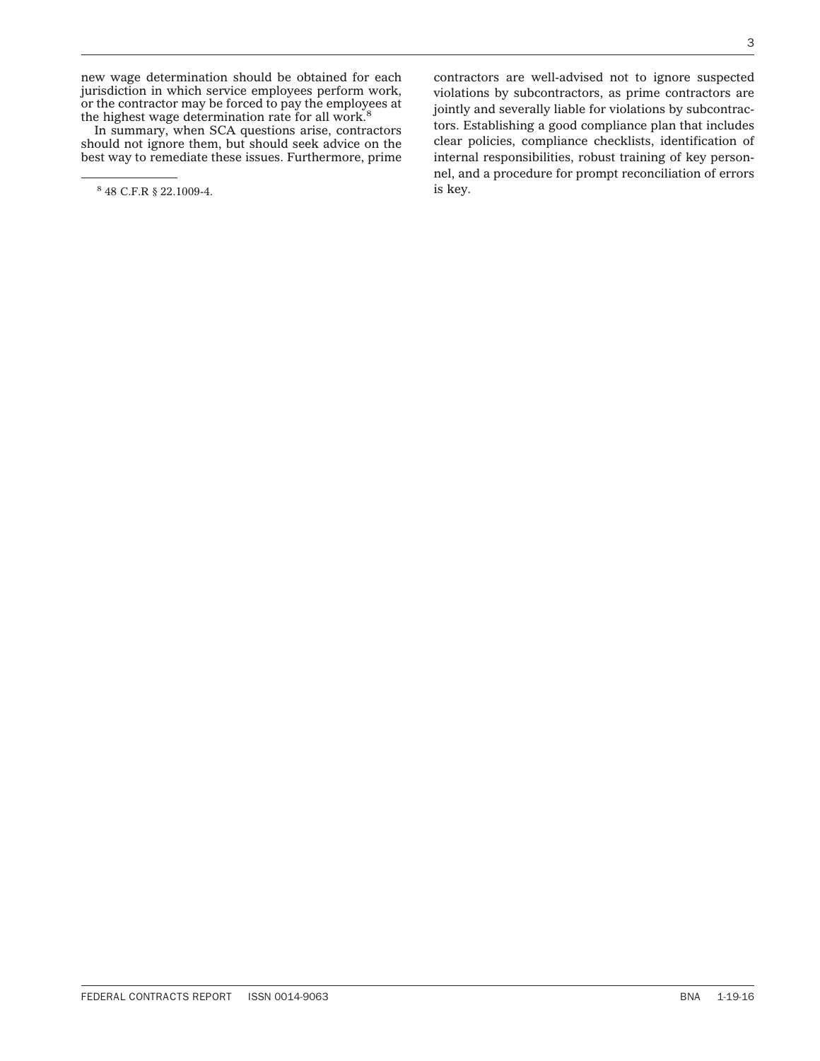new wage determination should be obtained for each jurisdiction in which service employees perform work, or the contractor may be forced to pay the employees at the highest wage determination rate for all work.[8]

In summary, when SCA questions arise, contractors should not ignore them, but should seek advice on the best way to remediate these issues. Furthermore, prime contractors are well-advised not to ignore suspected violations by subcontractors, as prime contractors are jointly and severally liable for violations by subcontractors. Establishing a good compliance plan that includes clear policies, compliance checklists, identification of internal responsibilities, robust training of key personnel, and a procedure for prompt reconciliation of errors is key.

---

[8] 48 C.F.R § 22.1009-4.